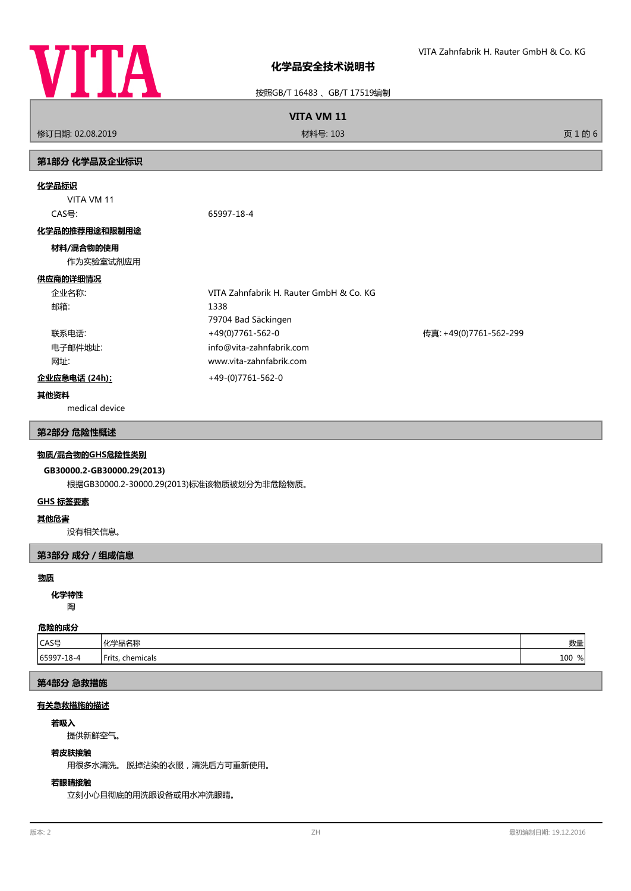# 化学品安全技术说明书

按照GB/T 16483 、GB/T 17519编制

**VITA VM 11**

修订日期: 02.08.2019　　材料号: 103

## 第1部分 化学品及企业标识

### 化学品标识

VITA VM 11

CAS号: 65997-18-4

### 化学品的推荐用途和限制用途

**材料/混合物的使用**

作为实验室试剂应用

### 供应商的详细情况

企业名称: VITA Zahnfabrik H. Rauter GmbH & Co. KG

邮箱: 1338
79704 Bad Säckingen

联系电话: +49(0)7761-562-0　　传真: +49(0)7761-562-299

电子邮件地址: info@vita-zahnfabrik.com

网址: www.vita-zahnfabrik.com

**企业应急电话 (24h):** +49-(0)7761-562-0

**其他资料**

medical device

## 第2部分 危险性概述

### 物质/混合物的GHS危险性类别

**GB30000.2-GB30000.29(2013)**

根据GB30000.2-30000.29(2013)标准该物质被划分为非危险物质。

### GHS 标签要素

### 其他危害

没有相关信息。

## 第3部分 成分 / 组成信息

### 物质

**化学特性**

陶

**危险的成分**

| CAS号 | 化学品名称 | 数量 |
|---|---|---|
| 65997-18-4 | Frits, chemicals | 100 % |

## 第4部分 急救措施

### 有关急救措施的描述

**若吸入**

提供新鲜空气。

**若皮肤接触**

用很多水清洗。 脱掉沾染的衣服，清洗后方可重新使用。

**若眼睛接触**

立刻小心且彻底的用洗眼设备或用水冲洗眼睛。

版本: 2　　ZH　　最初编制日期: 19.12.2016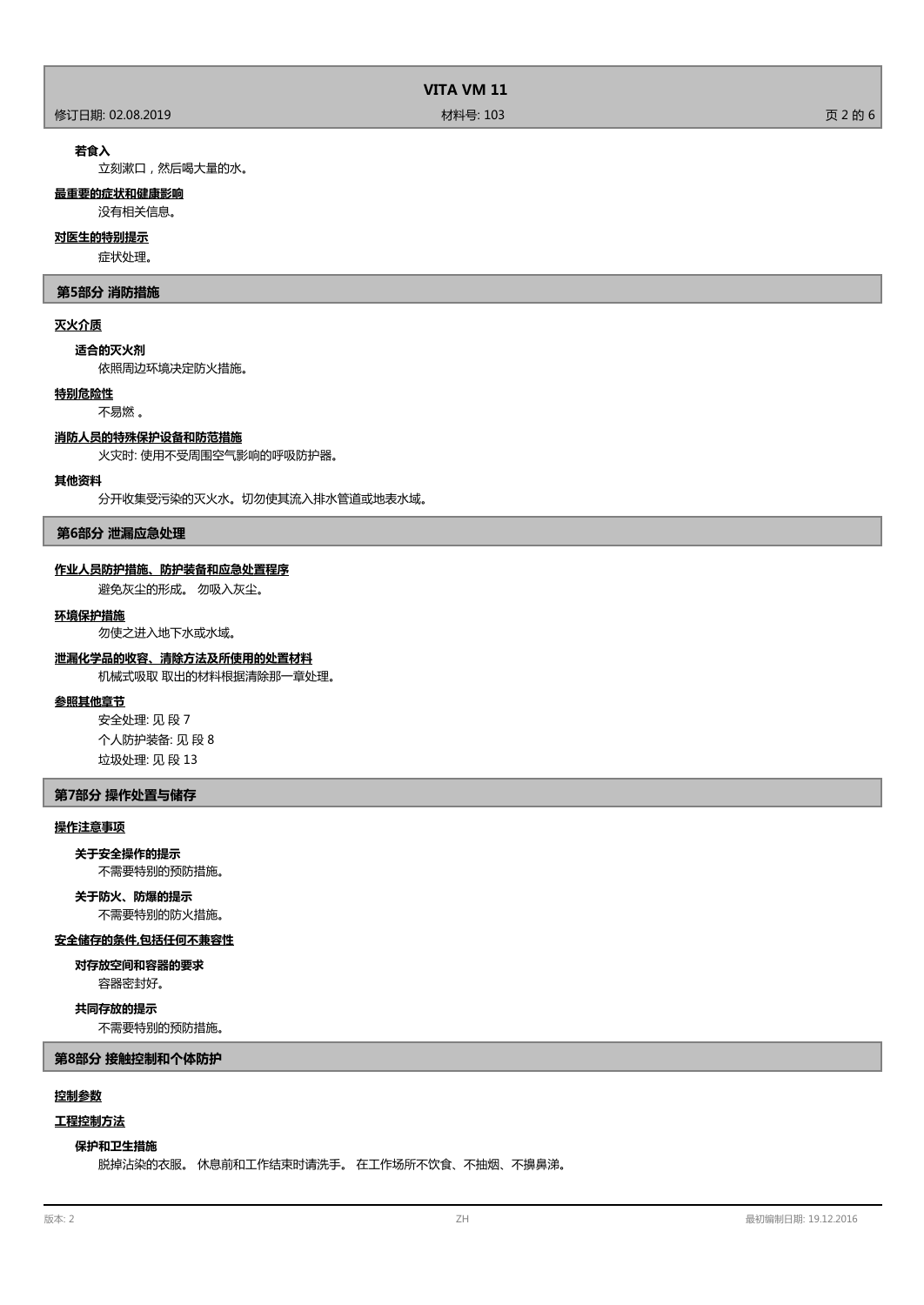**若食入**

立刻漱口，然后喝大量的水。

**最重要的症状和健康影响**

没有相关信息。

**对医生的特别提示**

症状处理。

## 第5部分 消防措施

**灭火介质**

**适合的灭火剂**

依照周边环境决定防火措施。

**特别危险性**

不易燃 。

**消防人员的特殊保护设备和防范措施**

火灾时: 使用不受周围空气影响的呼吸防护器。

**其他资料**

分开收集受污染的灭火水。切勿使其流入排水管道或地表水域。

## 第6部分 泄漏应急处理

**作业人员防护措施、防护装备和应急处置程序**

避免灰尘的形成。 勿吸入灰尘。

**环境保护措施**

勿使之进入地下水或水域。

**泄漏化学品的收容、清除方法及所使用的处置材料**

机械式吸取 取出的材料根据清除那一章处理。

**参照其他章节**

安全处理: 见 段 7

个人防护装备: 见 段 8

垃圾处理: 见 段 13

## 第7部分 操作处置与储存

**操作注意事项**

**关于安全操作的提示**

不需要特别的预防措施。

**关于防火、防爆的提示**

不需要特别的防火措施。

**安全储存的条件,包括任何不兼容性**

**对存放空间和容器的要求**

容器密封好。

**共同存放的提示**

不需要特别的预防措施。

## 第8部分 接触控制和个体防护

**控制参数**

**工程控制方法**

**保护和卫生措施**

脱掉沾染的衣服。 休息前和工作结束时请洗手。 在工作场所不饮食、不抽烟、不擤鼻涕。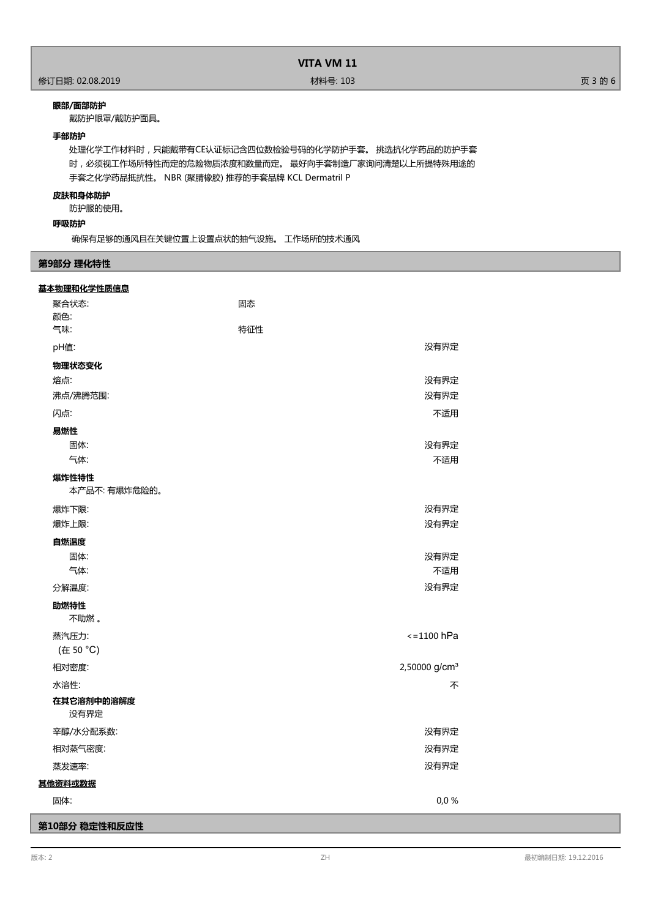**眼部/面部防护**

戴防护眼罩/戴防护面具。

**手部防护**

处理化学工作材料时，只能戴带有CE认证标记含四位数检验号码的化学防护手套。 挑选抗化学药品的防护手套时，必须视工作场所特性而定的危险物质浓度和数量而定。 最好向手套制造厂家询问清楚以上所提特殊用途的手套之化学药品抵抗性。 NBR (聚腈橡胶) 推荐的手套品牌 KCL Dermatril P

**皮肤和身体防护**

防护服的使用。

**呼吸防护**

确保有足够的通风且在关键位置上设置点状的抽气设施。 工作场所的技术通风

## 第9部分 理化特性

**基本物理和化学性质信息**

| | | |
|---|---|---|
| 聚合状态: | 固态 | |
| 颜色: | | |
| 气味: | 特征性 | |
| pH值: | | 没有界定 |

**物理状态变化**

| | |
|---|---|
| 熔点: | 没有界定 |
| 沸点/沸腾范围: | 没有界定 |
| 闪点: | 不适用 |

**易燃性**

| | |
|---|---|
| 固体: | 没有界定 |
| 气体: | 不适用 |

**爆炸性特性**

本产品不: 有爆炸危险的。

| | |
|---|---|
| 爆炸下限: | 没有界定 |
| 爆炸上限: | 没有界定 |

**自燃温度**

| | |
|---|---|
| 固体: | 没有界定 |
| 气体: | 不适用 |
| 分解温度: | 没有界定 |

**助燃特性**

不助燃 。

| | |
|---|---|
| 蒸汽压力: (在 50 °C) | <=1100 hPa |
| 相对密度: | 2,50000 g/cm³ |
| 水溶性: | 不 |

**在其它溶剂中的溶解度**

没有界定

| | |
|---|---|
| 辛醇/水分配系数: | 没有界定 |
| 相对蒸气密度: | 没有界定 |
| 蒸发速率: | 没有界定 |

**其他资料或数据**

| | |
|---|---|
| 固体: | 0,0 % |

## 第10部分 稳定性和反应性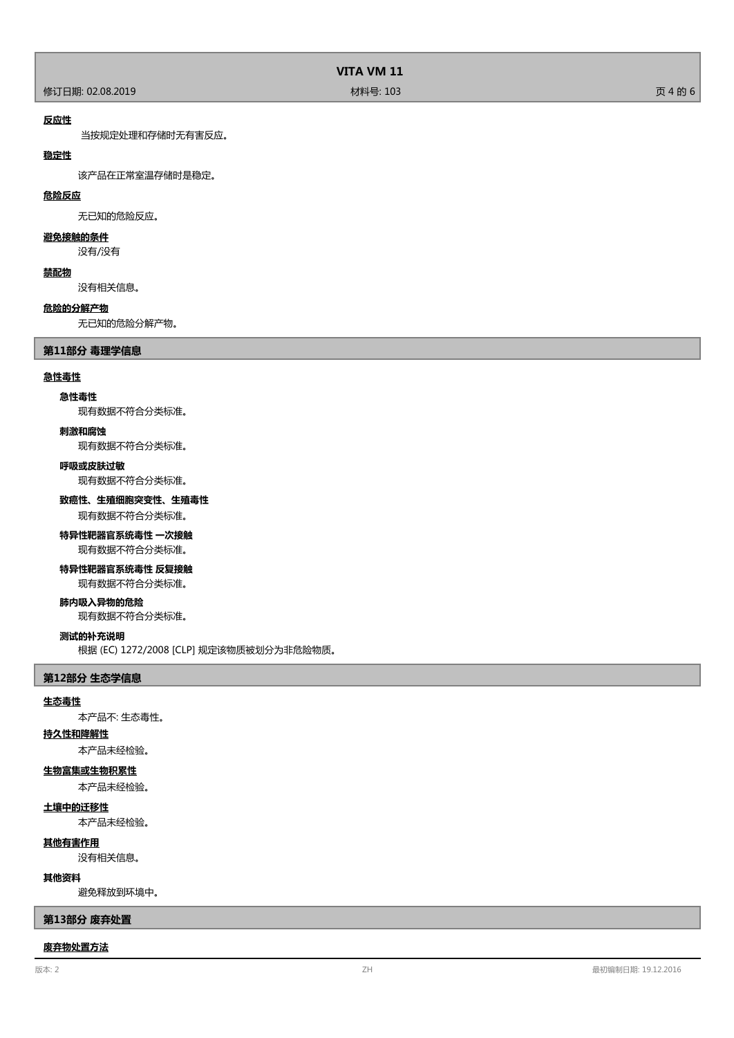**反应性**

当按规定处理和存储时无有害反应。

**稳定性**

该产品在正常室温存储时是稳定。

**危险反应**

无已知的危险反应。

**避免接触的条件**

没有/没有

**禁配物**

没有相关信息。

**危险的分解产物**

无已知的危险分解产物。

## 第11部分 毒理学信息

**急性毒性**

**急性毒性**

现有数据不符合分类标准。

**刺激和腐蚀**

现有数据不符合分类标准。

**呼吸或皮肤过敏**

现有数据不符合分类标准。

**致癌性、生殖细胞突变性、生殖毒性**

现有数据不符合分类标准。

**特异性靶器官系统毒性 一次接触**

现有数据不符合分类标准。

**特异性靶器官系统毒性 反复接触**

现有数据不符合分类标准。

**肺内吸入异物的危险**

现有数据不符合分类标准。

**测试的补充说明**

根据 (EC) 1272/2008 [CLP] 规定该物质被划分为非危险物质。

## 第12部分 生态学信息

**生态毒性**

本产品不: 生态毒性。

**持久性和降解性**

本产品未经检验。

**生物富集或生物积累性**

本产品未经检验。

**土壤中的迁移性**

本产品未经检验。

**其他有害作用**

没有相关信息。

**其他资料**

避免释放到环境中。

## 第13部分 废弃处置

**废弃物处置方法**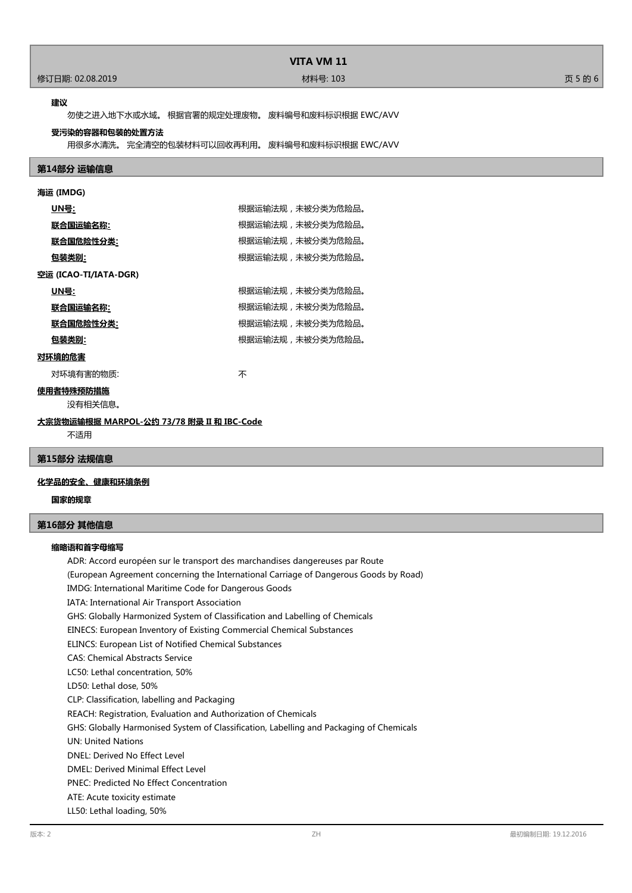**建议**

勿使之进入地下水或水域。 根据官署的规定处理废物。 废料编号和废料标识根据 EWC/AVV

**受污染的容器和包装的处置方法**

用很多水清洗。 完全清空的包装材料可以回收再利用。 废料编号和废料标识根据 EWC/AVV

## 第14部分 运输信息

**海运 (IMDG)**

| | |
|---|---|
| **UN号:** | 根据运输法规，未被分类为危险品。 |
| **联合国运输名称:** | 根据运输法规，未被分类为危险品。 |
| **联合国危险性分类:** | 根据运输法规，未被分类为危险品。 |
| **包装类别:** | 根据运输法规，未被分类为危险品。 |

**空运 (ICAO-TI/IATA-DGR)**

| | |
|---|---|
| **UN号:** | 根据运输法规，未被分类为危险品。 |
| **联合国运输名称:** | 根据运输法规，未被分类为危险品。 |
| **联合国危险性分类:** | 根据运输法规，未被分类为危险品。 |
| **包装类别:** | 根据运输法规，未被分类为危险品。 |

**对环境的危害**

对环境有害的物质: 不

**使用者特殊预防措施**

没有相关信息。

**大宗货物运输根据 MARPOL-公约 73/78 附录 II 和 IBC-Code**

不适用

## 第15部分 法规信息

**化学品的安全、健康和环境条例**

**国家的规章**

## 第16部分 其他信息

**缩略语和首字母缩写**

ADR: Accord européen sur le transport des marchandises dangereuses par Route
(European Agreement concerning the International Carriage of Dangerous Goods by Road)
IMDG: International Maritime Code for Dangerous Goods
IATA: International Air Transport Association
GHS: Globally Harmonized System of Classification and Labelling of Chemicals
EINECS: European Inventory of Existing Commercial Chemical Substances
ELINCS: European List of Notified Chemical Substances
CAS: Chemical Abstracts Service
LC50: Lethal concentration, 50%
LD50: Lethal dose, 50%
CLP: Classification, labelling and Packaging
REACH: Registration, Evaluation and Authorization of Chemicals
GHS: Globally Harmonised System of Classification, Labelling and Packaging of Chemicals
UN: United Nations
DNEL: Derived No Effect Level
DMEL: Derived Minimal Effect Level
PNEC: Predicted No Effect Concentration
ATE: Acute toxicity estimate
LL50: Lethal loading, 50%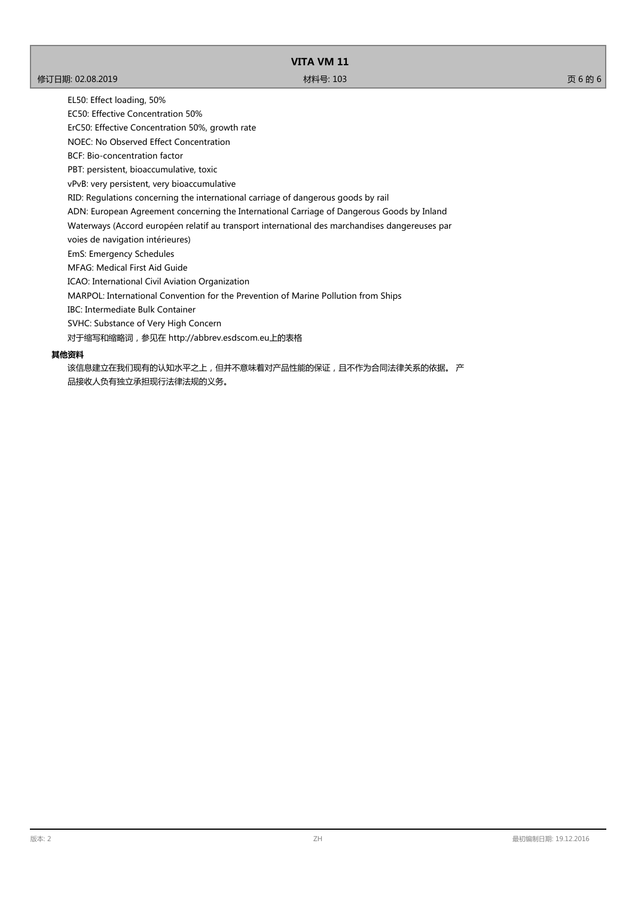EL50: Effect loading, 50%

EC50: Effective Concentration 50%

ErC50: Effective Concentration 50%, growth rate

NOEC: No Observed Effect Concentration

BCF: Bio-concentration factor

PBT: persistent, bioaccumulative, toxic

vPvB: very persistent, very bioaccumulative

RID: Regulations concerning the international carriage of dangerous goods by rail

ADN: European Agreement concerning the International Carriage of Dangerous Goods by Inland Waterways (Accord européen relatif au transport international des marchandises dangereuses par voies de navigation intérieures)

EmS: Emergency Schedules

MFAG: Medical First Aid Guide

ICAO: International Civil Aviation Organization

MARPOL: International Convention for the Prevention of Marine Pollution from Ships

IBC: Intermediate Bulk Container

SVHC: Substance of Very High Concern

对于缩写和缩略词，参见在 http://abbrev.esdscom.eu上的表格

**其他资料**

该信息建立在我们现有的认知水平之上，但并不意味着对产品性能的保证，且不作为合同法律关系的依据。 产品接收人负有独立承担现行法律法规的义务。